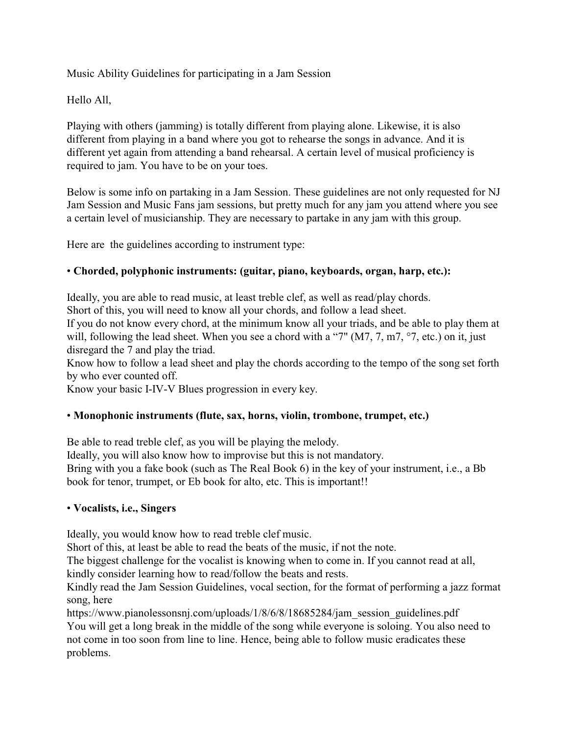Music Ability Guidelines for participating in a Jam Session

Hello All,

Playing with others (jamming) is totally different from playing alone. Likewise, it is also different from playing in a band where you got to rehearse the songs in advance. And it is different yet again from attending a band rehearsal. A certain level of musical proficiency is required to jam. You have to be on your toes.

Below is some info on partaking in a Jam Session. These guidelines are not only requested for NJ Jam Session and Music Fans jam sessions, but pretty much for any jam you attend where you see a certain level of musicianship. They are necessary to partake in any jam with this group.

Here are the guidelines according to instrument type:

• **Chorded, polyphonic instruments: (guitar, piano, keyboards, organ, harp, etc.):**

Ideally, you are able to read music, at least treble clef, as well as read/play chords.
Short of this, you will need to know all your chords, and follow a lead sheet.
If you do not know every chord, at the minimum know all your triads, and be able to play them at will, following the lead sheet. When you see a chord with a "7" (M7, 7, m7, °7, etc.) on it, just disregard the 7 and play the triad.
Know how to follow a lead sheet and play the chords according to the tempo of the song set forth by who ever counted off.
Know your basic I-IV-V Blues progression in every key.

• **Monophonic instruments (flute, sax, horns, violin, trombone, trumpet, etc.)**

Be able to read treble clef, as you will be playing the melody.
Ideally, you will also know how to improvise but this is not mandatory.
Bring with you a fake book (such as The Real Book 6) in the key of your instrument, i.e., a Bb book for tenor, trumpet, or Eb book for alto, etc. This is important!!

• **Vocalists, i.e., Singers**

Ideally, you would know how to read treble clef music.
Short of this, at least be able to read the beats of the music, if not the note.
The biggest challenge for the vocalist is knowing when to come in. If you cannot read at all, kindly consider learning how to read/follow the beats and rests.
Kindly read the Jam Session Guidelines, vocal section, for the format of performing a jazz format song, here
https://www.pianolessonsnj.com/uploads/1/8/6/8/18685284/jam_session_guidelines.pdf
You will get a long break in the middle of the song while everyone is soloing. You also need to not come in too soon from line to line. Hence, being able to follow music eradicates these problems.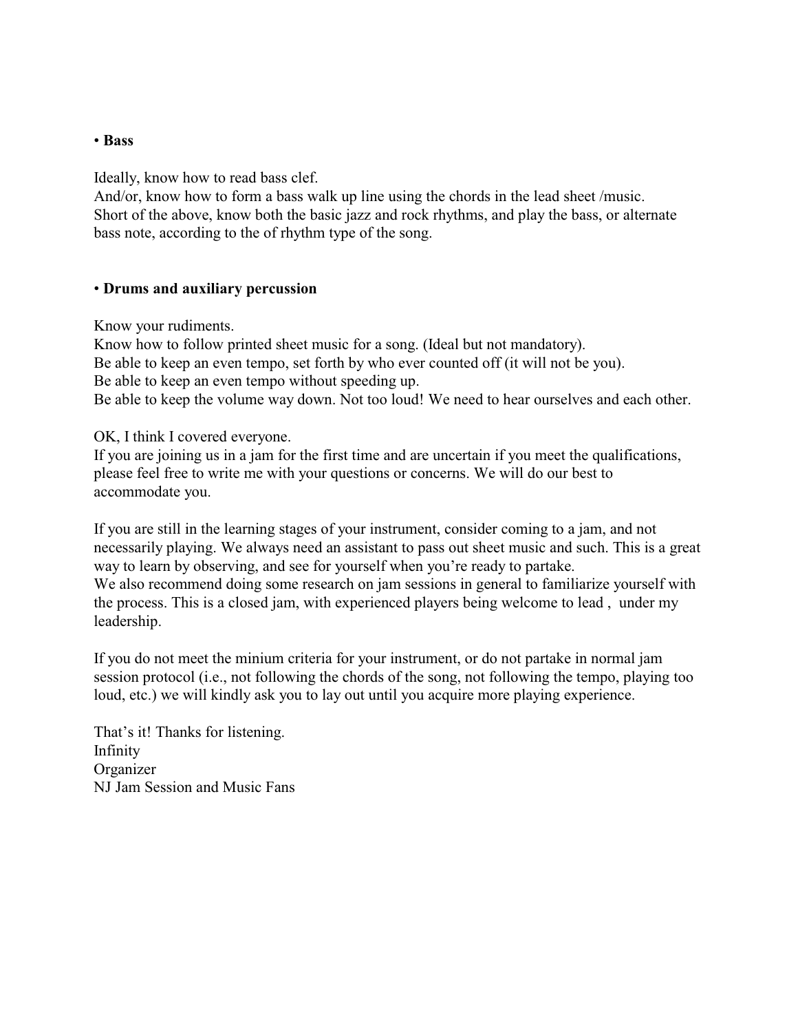• **Bass**

Ideally, know how to read bass clef.
And/or, know how to form a bass walk up line using the chords in the lead sheet /music.
Short of the above, know both the basic jazz and rock rhythms, and play the bass, or alternate bass note, according to the of rhythm type of the song.

• **Drums and auxiliary percussion**

Know your rudiments.
Know how to follow printed sheet music for a song. (Ideal but not mandatory).
Be able to keep an even tempo, set forth by who ever counted off (it will not be you).
Be able to keep an even tempo without speeding up.
Be able to keep the volume way down. Not too loud! We need to hear ourselves and each other.

OK, I think I covered everyone.
If you are joining us in a jam for the first time and are uncertain if you meet the qualifications, please feel free to write me with your questions or concerns. We will do our best to accommodate you.

If you are still in the learning stages of your instrument, consider coming to a jam, and not necessarily playing. We always need an assistant to pass out sheet music and such. This is a great way to learn by observing, and see for yourself when you're ready to partake.
We also recommend doing some research on jam sessions in general to familiarize yourself with the process. This is a closed jam, with experienced players being welcome to lead , under my leadership.

If you do not meet the minium criteria for your instrument, or do not partake in normal jam session protocol (i.e., not following the chords of the song, not following the tempo, playing too loud, etc.) we will kindly ask you to lay out until you acquire more playing experience.

That's it! Thanks for listening.
Infinity
Organizer
NJ Jam Session and Music Fans